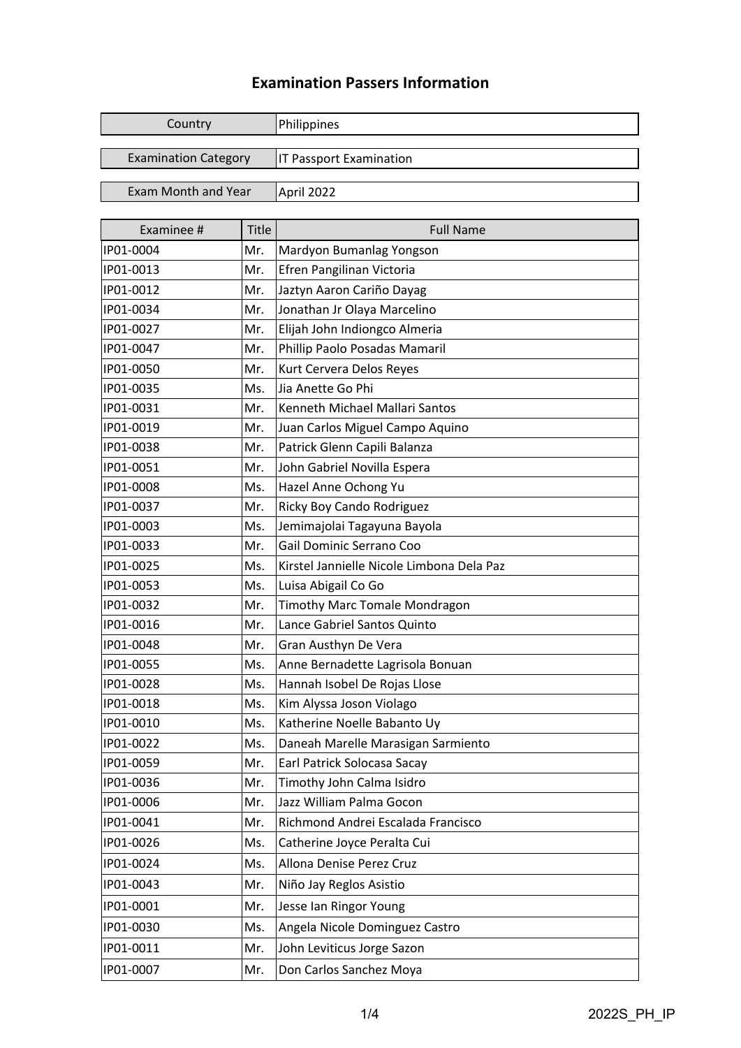# Examination Passers Information

| | |
|---|---|
| Country | Philippines |
| Examination Category | IT Passport Examination |
| Exam Month and Year | April 2022 |

| Examinee # | Title | Full Name |
|---|---|---|
| IP01-0004 | Mr. | Mardyon Bumanlag Yongson |
| IP01-0013 | Mr. | Efren Pangilinan Victoria |
| IP01-0012 | Mr. | Jaztyn Aaron Cariño Dayag |
| IP01-0034 | Mr. | Jonathan Jr Olaya Marcelino |
| IP01-0027 | Mr. | Elijah John Indiongco Almeria |
| IP01-0047 | Mr. | Phillip Paolo Posadas Mamaril |
| IP01-0050 | Mr. | Kurt Cervera Delos Reyes |
| IP01-0035 | Ms. | Jia Anette Go Phi |
| IP01-0031 | Mr. | Kenneth Michael Mallari Santos |
| IP01-0019 | Mr. | Juan Carlos Miguel Campo Aquino |
| IP01-0038 | Mr. | Patrick Glenn Capili Balanza |
| IP01-0051 | Mr. | John Gabriel Novilla Espera |
| IP01-0008 | Ms. | Hazel Anne Ochong Yu |
| IP01-0037 | Mr. | Ricky Boy Cando Rodriguez |
| IP01-0003 | Ms. | Jemimajolai Tagayuna Bayola |
| IP01-0033 | Mr. | Gail Dominic Serrano Coo |
| IP01-0025 | Ms. | Kirstel Jannielle Nicole Limbona Dela Paz |
| IP01-0053 | Ms. | Luisa Abigail Co Go |
| IP01-0032 | Mr. | Timothy Marc Tomale Mondragon |
| IP01-0016 | Mr. | Lance Gabriel Santos Quinto |
| IP01-0048 | Mr. | Gran Austhyn De Vera |
| IP01-0055 | Ms. | Anne Bernadette Lagrisola Bonuan |
| IP01-0028 | Ms. | Hannah Isobel De Rojas Llose |
| IP01-0018 | Ms. | Kim Alyssa Joson Violago |
| IP01-0010 | Ms. | Katherine Noelle Babanto Uy |
| IP01-0022 | Ms. | Daneah Marelle Marasigan Sarmiento |
| IP01-0059 | Mr. | Earl Patrick Solocasa Sacay |
| IP01-0036 | Mr. | Timothy John Calma Isidro |
| IP01-0006 | Mr. | Jazz William Palma Gocon |
| IP01-0041 | Mr. | Richmond Andrei Escalada Francisco |
| IP01-0026 | Ms. | Catherine Joyce Peralta Cui |
| IP01-0024 | Ms. | Allona Denise Perez Cruz |
| IP01-0043 | Mr. | Niño Jay Reglos Asistio |
| IP01-0001 | Mr. | Jesse Ian Ringor Young |
| IP01-0030 | Ms. | Angela Nicole Dominguez Castro |
| IP01-0011 | Mr. | John Leviticus Jorge Sazon |
| IP01-0007 | Mr. | Don Carlos Sanchez Moya |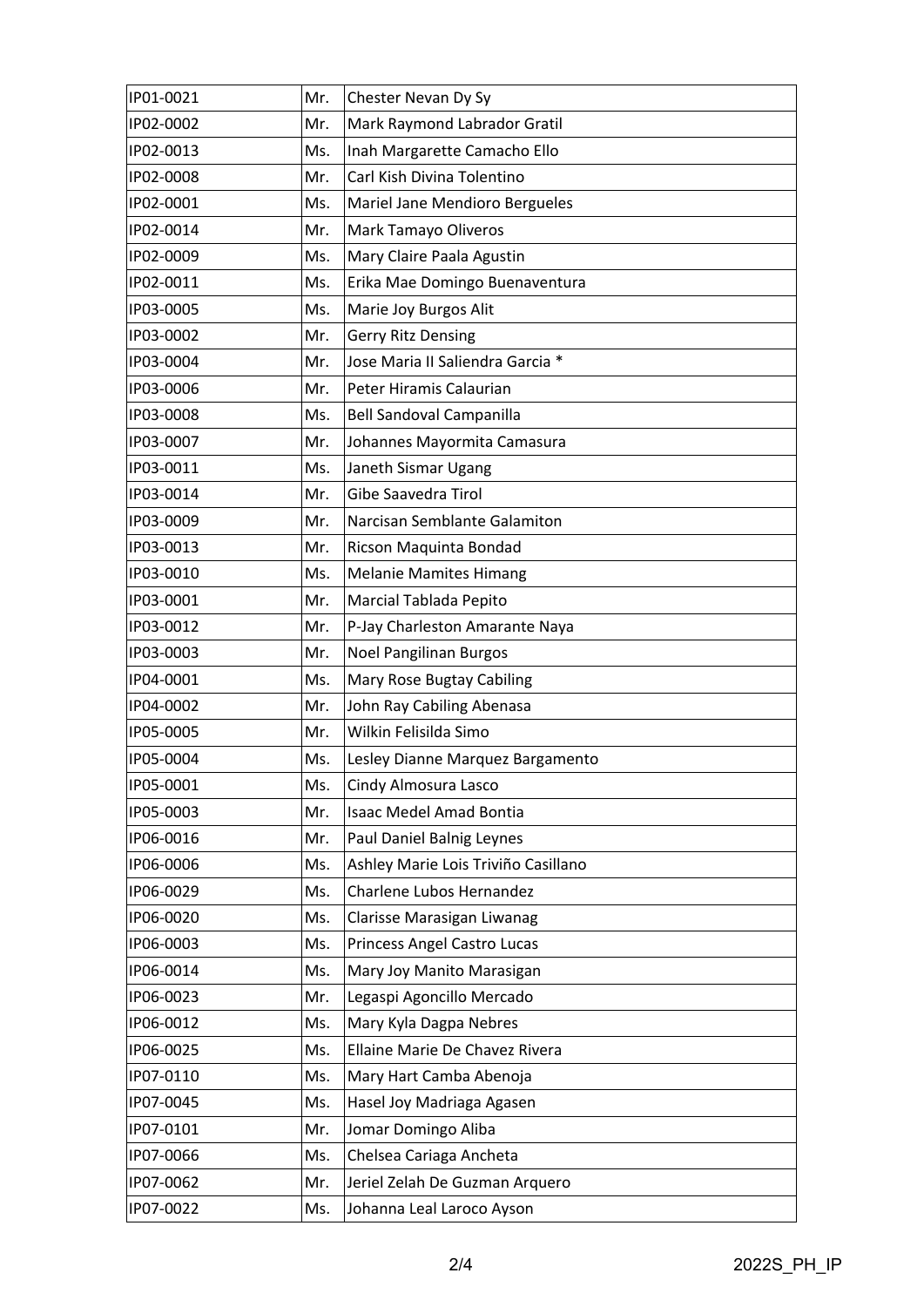| | | |
|---|---|---|
| IP01-0021 | Mr. | Chester Nevan Dy Sy |
| IP02-0002 | Mr. | Mark Raymond Labrador Gratil |
| IP02-0013 | Ms. | Inah Margarette Camacho Ello |
| IP02-0008 | Mr. | Carl Kish Divina Tolentino |
| IP02-0001 | Ms. | Mariel Jane Mendioro Bergueles |
| IP02-0014 | Mr. | Mark Tamayo Oliveros |
| IP02-0009 | Ms. | Mary Claire Paala Agustin |
| IP02-0011 | Ms. | Erika Mae Domingo Buenaventura |
| IP03-0005 | Ms. | Marie Joy Burgos Alit |
| IP03-0002 | Mr. | Gerry Ritz Densing |
| IP03-0004 | Mr. | Jose Maria II Saliendra Garcia * |
| IP03-0006 | Mr. | Peter Hiramis Calaurian |
| IP03-0008 | Ms. | Bell Sandoval Campanilla |
| IP03-0007 | Mr. | Johannes Mayormita Camasura |
| IP03-0011 | Ms. | Janeth Sismar Ugang |
| IP03-0014 | Mr. | Gibe Saavedra Tirol |
| IP03-0009 | Mr. | Narcisan Semblante Galamiton |
| IP03-0013 | Mr. | Ricson Maquinta Bondad |
| IP03-0010 | Ms. | Melanie Mamites Himang |
| IP03-0001 | Mr. | Marcial Tablada Pepito |
| IP03-0012 | Mr. | P-Jay Charleston Amarante Naya |
| IP03-0003 | Mr. | Noel Pangilinan Burgos |
| IP04-0001 | Ms. | Mary Rose Bugtay Cabiling |
| IP04-0002 | Mr. | John Ray Cabiling Abenasa |
| IP05-0005 | Mr. | Wilkin Felisilda Simo |
| IP05-0004 | Ms. | Lesley Dianne Marquez Bargamento |
| IP05-0001 | Ms. | Cindy Almosura Lasco |
| IP05-0003 | Mr. | Isaac Medel Amad Bontia |
| IP06-0016 | Mr. | Paul Daniel Balnig Leynes |
| IP06-0006 | Ms. | Ashley Marie Lois Triviño Casillano |
| IP06-0029 | Ms. | Charlene Lubos Hernandez |
| IP06-0020 | Ms. | Clarisse Marasigan Liwanag |
| IP06-0003 | Ms. | Princess Angel Castro Lucas |
| IP06-0014 | Ms. | Mary Joy Manito Marasigan |
| IP06-0023 | Mr. | Legaspi Agoncillo Mercado |
| IP06-0012 | Ms. | Mary Kyla Dagpa Nebres |
| IP06-0025 | Ms. | Ellaine Marie De Chavez Rivera |
| IP07-0110 | Ms. | Mary Hart Camba Abenoja |
| IP07-0045 | Ms. | Hasel Joy Madriaga Agasen |
| IP07-0101 | Mr. | Jomar Domingo Aliba |
| IP07-0066 | Ms. | Chelsea Cariaga Ancheta |
| IP07-0062 | Mr. | Jeriel Zelah De Guzman Arquero |
| IP07-0022 | Ms. | Johanna Leal Laroco Ayson |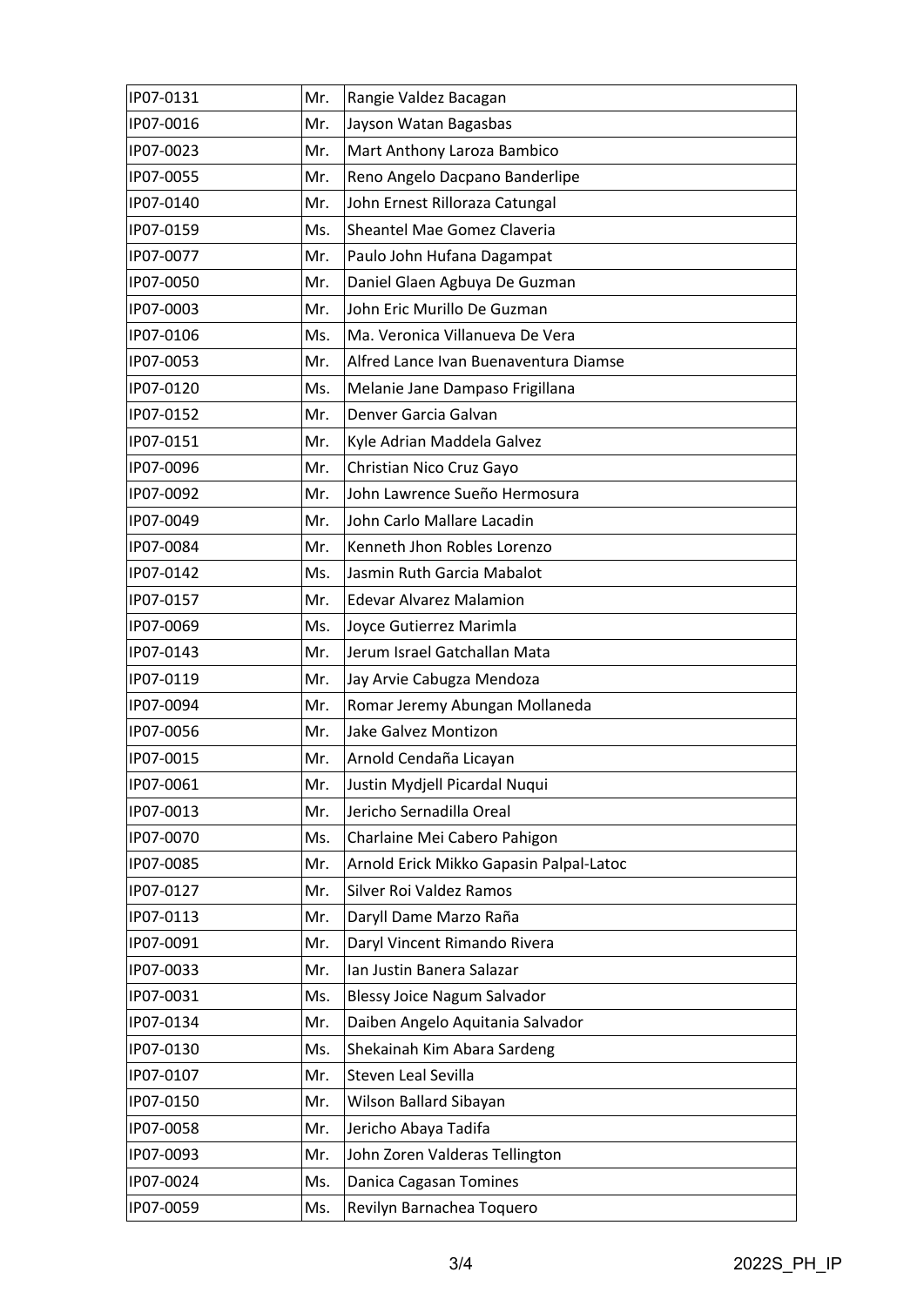| | | |
|---|---|---|
| IP07-0131 | Mr. | Rangie Valdez Bacagan |
| IP07-0016 | Mr. | Jayson Watan Bagasbas |
| IP07-0023 | Mr. | Mart Anthony Laroza Bambico |
| IP07-0055 | Mr. | Reno Angelo Dacpano Banderlipe |
| IP07-0140 | Mr. | John Ernest Rilloraza Catungal |
| IP07-0159 | Ms. | Sheantel Mae Gomez Claveria |
| IP07-0077 | Mr. | Paulo John Hufana Dagampat |
| IP07-0050 | Mr. | Daniel Glaen Agbuya De Guzman |
| IP07-0003 | Mr. | John Eric Murillo De Guzman |
| IP07-0106 | Ms. | Ma. Veronica Villanueva De Vera |
| IP07-0053 | Mr. | Alfred Lance Ivan Buenaventura Diamse |
| IP07-0120 | Ms. | Melanie Jane Dampaso Frigillana |
| IP07-0152 | Mr. | Denver Garcia Galvan |
| IP07-0151 | Mr. | Kyle Adrian Maddela Galvez |
| IP07-0096 | Mr. | Christian Nico Cruz Gayo |
| IP07-0092 | Mr. | John Lawrence Sueño Hermosura |
| IP07-0049 | Mr. | John Carlo Mallare Lacadin |
| IP07-0084 | Mr. | Kenneth Jhon Robles Lorenzo |
| IP07-0142 | Ms. | Jasmin Ruth Garcia Mabalot |
| IP07-0157 | Mr. | Edevar Alvarez Malamion |
| IP07-0069 | Ms. | Joyce Gutierrez Marimla |
| IP07-0143 | Mr. | Jerum Israel Gatchallan Mata |
| IP07-0119 | Mr. | Jay Arvie Cabugza Mendoza |
| IP07-0094 | Mr. | Romar Jeremy Abungan Mollaneda |
| IP07-0056 | Mr. | Jake Galvez Montizon |
| IP07-0015 | Mr. | Arnold Cendaña Licayan |
| IP07-0061 | Mr. | Justin Mydjell Picardal Nuqui |
| IP07-0013 | Mr. | Jericho Sernadilla Oreal |
| IP07-0070 | Ms. | Charlaine Mei Cabero Pahigon |
| IP07-0085 | Mr. | Arnold Erick Mikko Gapasin Palpal-Latoc |
| IP07-0127 | Mr. | Silver Roi Valdez Ramos |
| IP07-0113 | Mr. | Daryll Dame Marzo Raña |
| IP07-0091 | Mr. | Daryl Vincent Rimando Rivera |
| IP07-0033 | Mr. | Ian Justin Banera Salazar |
| IP07-0031 | Ms. | Blessy Joice Nagum Salvador |
| IP07-0134 | Mr. | Daiben Angelo Aquitania Salvador |
| IP07-0130 | Ms. | Shekainah Kim Abara Sardeng |
| IP07-0107 | Mr. | Steven Leal Sevilla |
| IP07-0150 | Mr. | Wilson Ballard Sibayan |
| IP07-0058 | Mr. | Jericho Abaya Tadifa |
| IP07-0093 | Mr. | John Zoren Valderas Tellington |
| IP07-0024 | Ms. | Danica Cagasan Tomines |
| IP07-0059 | Ms. | Revilyn Barnachea Toquero |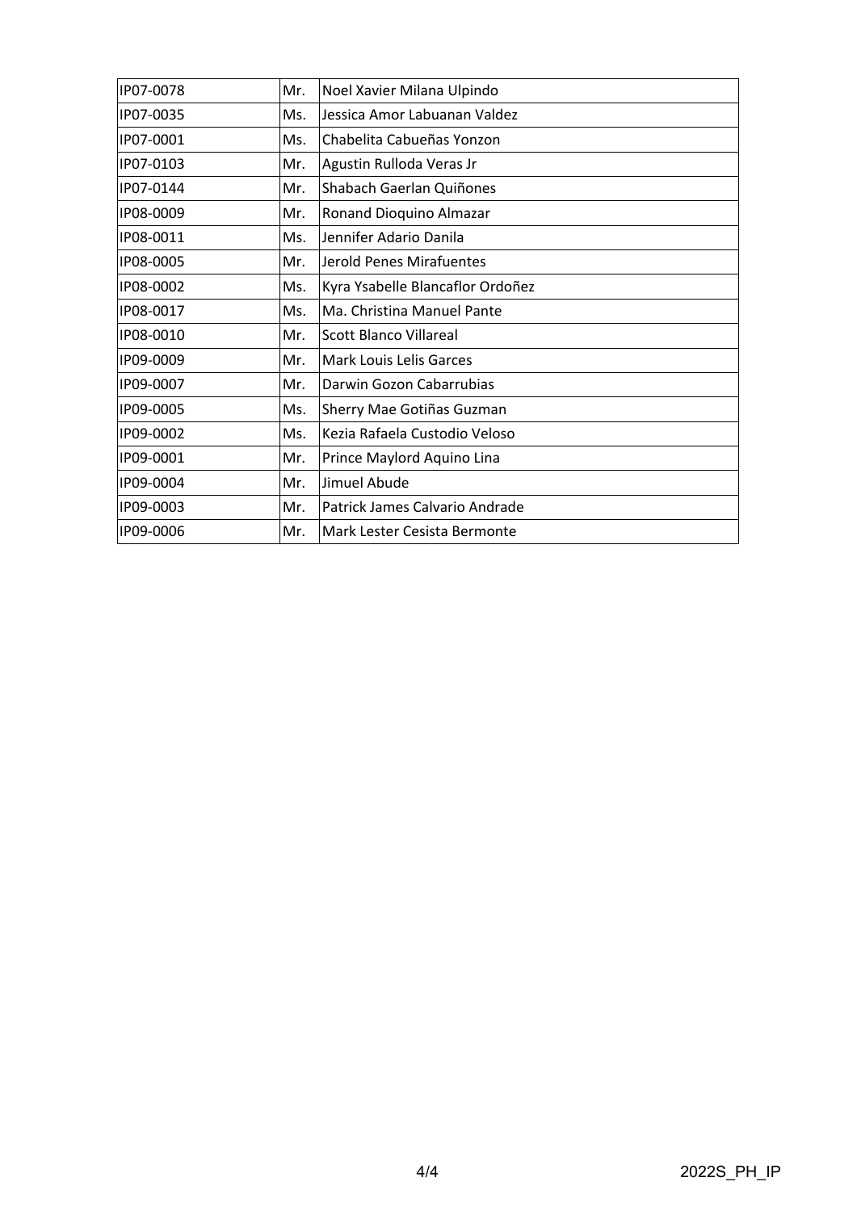| | | |
|---|---|---|
| IP07-0078 | Mr. | Noel Xavier Milana Ulpindo |
| IP07-0035 | Ms. | Jessica Amor Labuanan Valdez |
| IP07-0001 | Ms. | Chabelita Cabueñas Yonzon |
| IP07-0103 | Mr. | Agustin Rulloda Veras Jr |
| IP07-0144 | Mr. | Shabach Gaerlan Quiñones |
| IP08-0009 | Mr. | Ronand Dioquino Almazar |
| IP08-0011 | Ms. | Jennifer Adario Danila |
| IP08-0005 | Mr. | Jerold Penes Mirafuentes |
| IP08-0002 | Ms. | Kyra Ysabelle Blancaflor Ordoñez |
| IP08-0017 | Ms. | Ma. Christina Manuel Pante |
| IP08-0010 | Mr. | Scott Blanco Villareal |
| IP09-0009 | Mr. | Mark Louis Lelis Garces |
| IP09-0007 | Mr. | Darwin Gozon Cabarrubias |
| IP09-0005 | Ms. | Sherry Mae Gotiñas Guzman |
| IP09-0002 | Ms. | Kezia Rafaela Custodio Veloso |
| IP09-0001 | Mr. | Prince Maylord Aquino Lina |
| IP09-0004 | Mr. | Jimuel Abude |
| IP09-0003 | Mr. | Patrick James Calvario Andrade |
| IP09-0006 | Mr. | Mark Lester Cesista Bermonte |